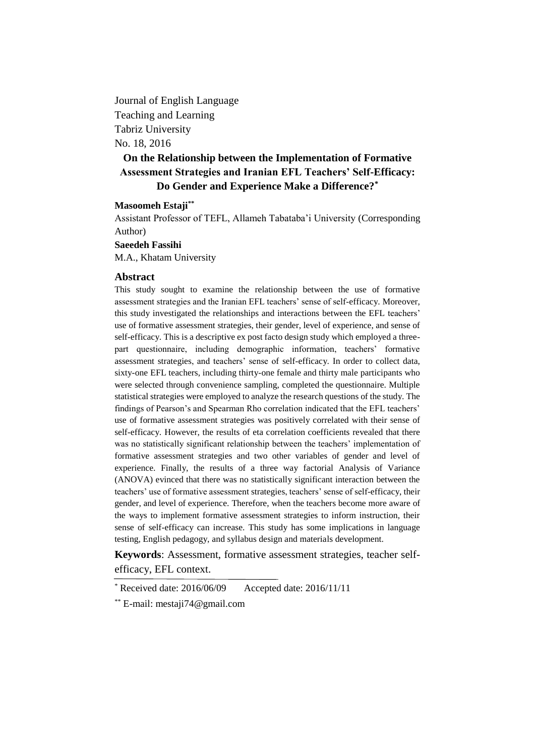Journal of English Language
Teaching and Learning
Tabriz University
No. 18, 2016

# On the Relationship between the Implementation of Formative Assessment Strategies and Iranian EFL Teachers' Self-Efficacy: Do Gender and Experience Make a Difference?[*]

**Masoomeh Estaji[**]**
Assistant Professor of TEFL, Allameh Tabataba'i University (Corresponding Author)

**Saeedeh Fassihi**
M.A., Khatam University

## Abstract

This study sought to examine the relationship between the use of formative assessment strategies and the Iranian EFL teachers' sense of self-efficacy. Moreover, this study investigated the relationships and interactions between the EFL teachers' use of formative assessment strategies, their gender, level of experience, and sense of self-efficacy. This is a descriptive ex post facto design study which employed a three-part questionnaire, including demographic information, teachers' formative assessment strategies, and teachers' sense of self-efficacy. In order to collect data, sixty-one EFL teachers, including thirty-one female and thirty male participants who were selected through convenience sampling, completed the questionnaire. Multiple statistical strategies were employed to analyze the research questions of the study. The findings of Pearson's and Spearman Rho correlation indicated that the EFL teachers' use of formative assessment strategies was positively correlated with their sense of self-efficacy. However, the results of eta correlation coefficients revealed that there was no statistically significant relationship between the teachers' implementation of formative assessment strategies and two other variables of gender and level of experience. Finally, the results of a three way factorial Analysis of Variance (ANOVA) evinced that there was no statistically significant interaction between the teachers' use of formative assessment strategies, teachers' sense of self-efficacy, their gender, and level of experience. Therefore, when the teachers become more aware of the ways to implement formative assessment strategies to inform instruction, their sense of self-efficacy can increase. This study has some implications in language testing, English pedagogy, and syllabus design and materials development.

**Keywords**: Assessment, formative assessment strategies, teacher self-efficacy, EFL context.

---

[*] Received date: 2016/06/09  Accepted date: 2016/11/11

[**] E-mail: mestaji74@gmail.com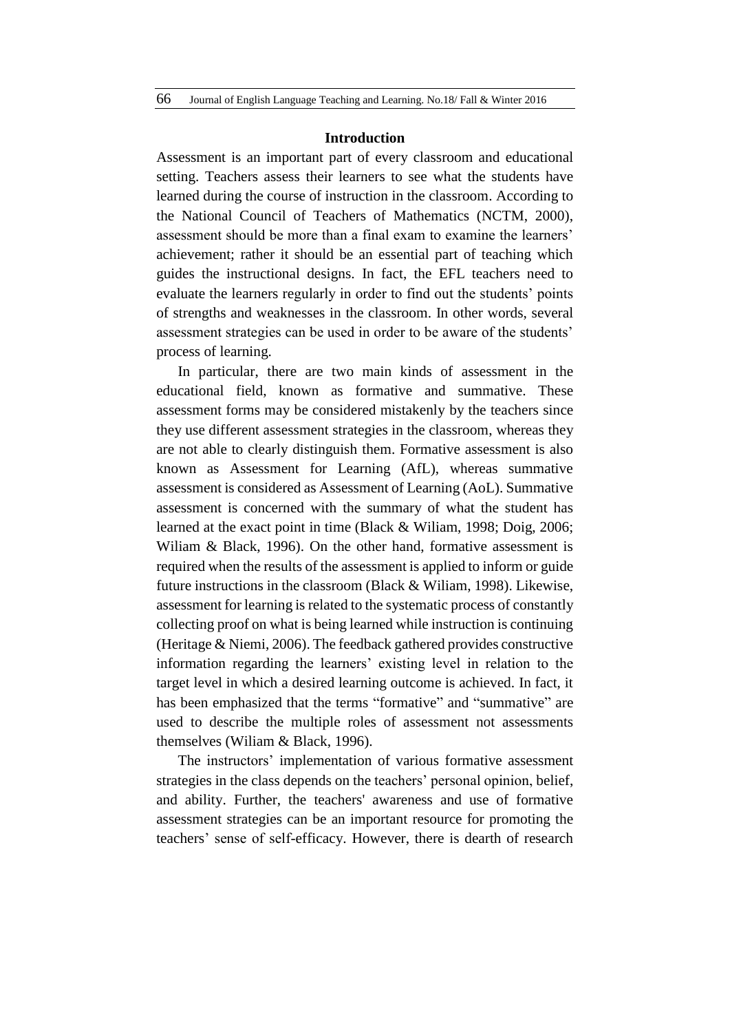## Introduction

Assessment is an important part of every classroom and educational setting. Teachers assess their learners to see what the students have learned during the course of instruction in the classroom. According to the National Council of Teachers of Mathematics (NCTM, 2000), assessment should be more than a final exam to examine the learners' achievement; rather it should be an essential part of teaching which guides the instructional designs. In fact, the EFL teachers need to evaluate the learners regularly in order to find out the students' points of strengths and weaknesses in the classroom. In other words, several assessment strategies can be used in order to be aware of the students' process of learning.

In particular, there are two main kinds of assessment in the educational field, known as formative and summative. These assessment forms may be considered mistakenly by the teachers since they use different assessment strategies in the classroom, whereas they are not able to clearly distinguish them. Formative assessment is also known as Assessment for Learning (AfL), whereas summative assessment is considered as Assessment of Learning (AoL). Summative assessment is concerned with the summary of what the student has learned at the exact point in time (Black & Wiliam, 1998; Doig, 2006; Wiliam & Black, 1996). On the other hand, formative assessment is required when the results of the assessment is applied to inform or guide future instructions in the classroom (Black & Wiliam, 1998). Likewise, assessment for learning is related to the systematic process of constantly collecting proof on what is being learned while instruction is continuing (Heritage & Niemi, 2006). The feedback gathered provides constructive information regarding the learners' existing level in relation to the target level in which a desired learning outcome is achieved. In fact, it has been emphasized that the terms "formative" and "summative" are used to describe the multiple roles of assessment not assessments themselves (Wiliam & Black, 1996).

The instructors' implementation of various formative assessment strategies in the class depends on the teachers' personal opinion, belief, and ability. Further, the teachers' awareness and use of formative assessment strategies can be an important resource for promoting the teachers' sense of self-efficacy. However, there is dearth of research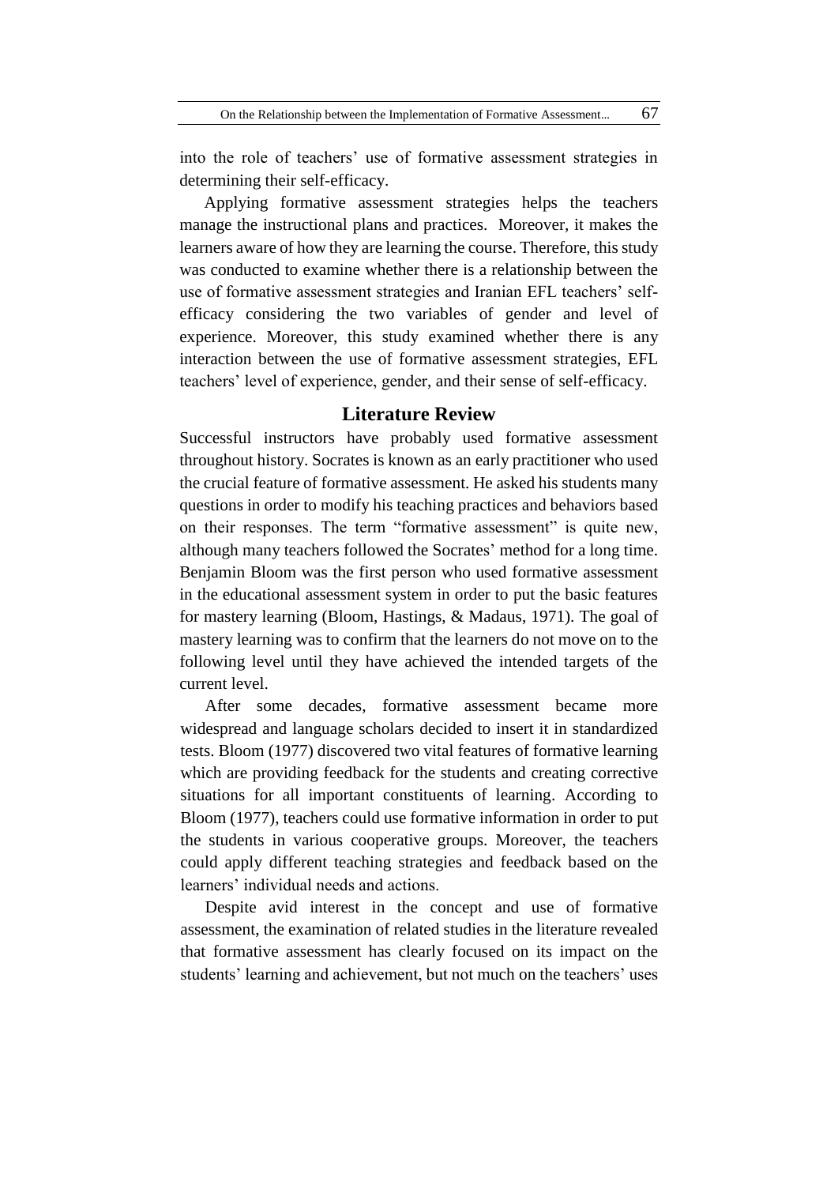into the role of teachers' use of formative assessment strategies in determining their self-efficacy.

Applying formative assessment strategies helps the teachers manage the instructional plans and practices. Moreover, it makes the learners aware of how they are learning the course. Therefore, this study was conducted to examine whether there is a relationship between the use of formative assessment strategies and Iranian EFL teachers' self-efficacy considering the two variables of gender and level of experience. Moreover, this study examined whether there is any interaction between the use of formative assessment strategies, EFL teachers' level of experience, gender, and their sense of self-efficacy.

## Literature Review

Successful instructors have probably used formative assessment throughout history. Socrates is known as an early practitioner who used the crucial feature of formative assessment. He asked his students many questions in order to modify his teaching practices and behaviors based on their responses. The term "formative assessment" is quite new, although many teachers followed the Socrates' method for a long time. Benjamin Bloom was the first person who used formative assessment in the educational assessment system in order to put the basic features for mastery learning (Bloom, Hastings, & Madaus, 1971). The goal of mastery learning was to confirm that the learners do not move on to the following level until they have achieved the intended targets of the current level.

After some decades, formative assessment became more widespread and language scholars decided to insert it in standardized tests. Bloom (1977) discovered two vital features of formative learning which are providing feedback for the students and creating corrective situations for all important constituents of learning. According to Bloom (1977), teachers could use formative information in order to put the students in various cooperative groups. Moreover, the teachers could apply different teaching strategies and feedback based on the learners' individual needs and actions.

Despite avid interest in the concept and use of formative assessment, the examination of related studies in the literature revealed that formative assessment has clearly focused on its impact on the students' learning and achievement, but not much on the teachers' uses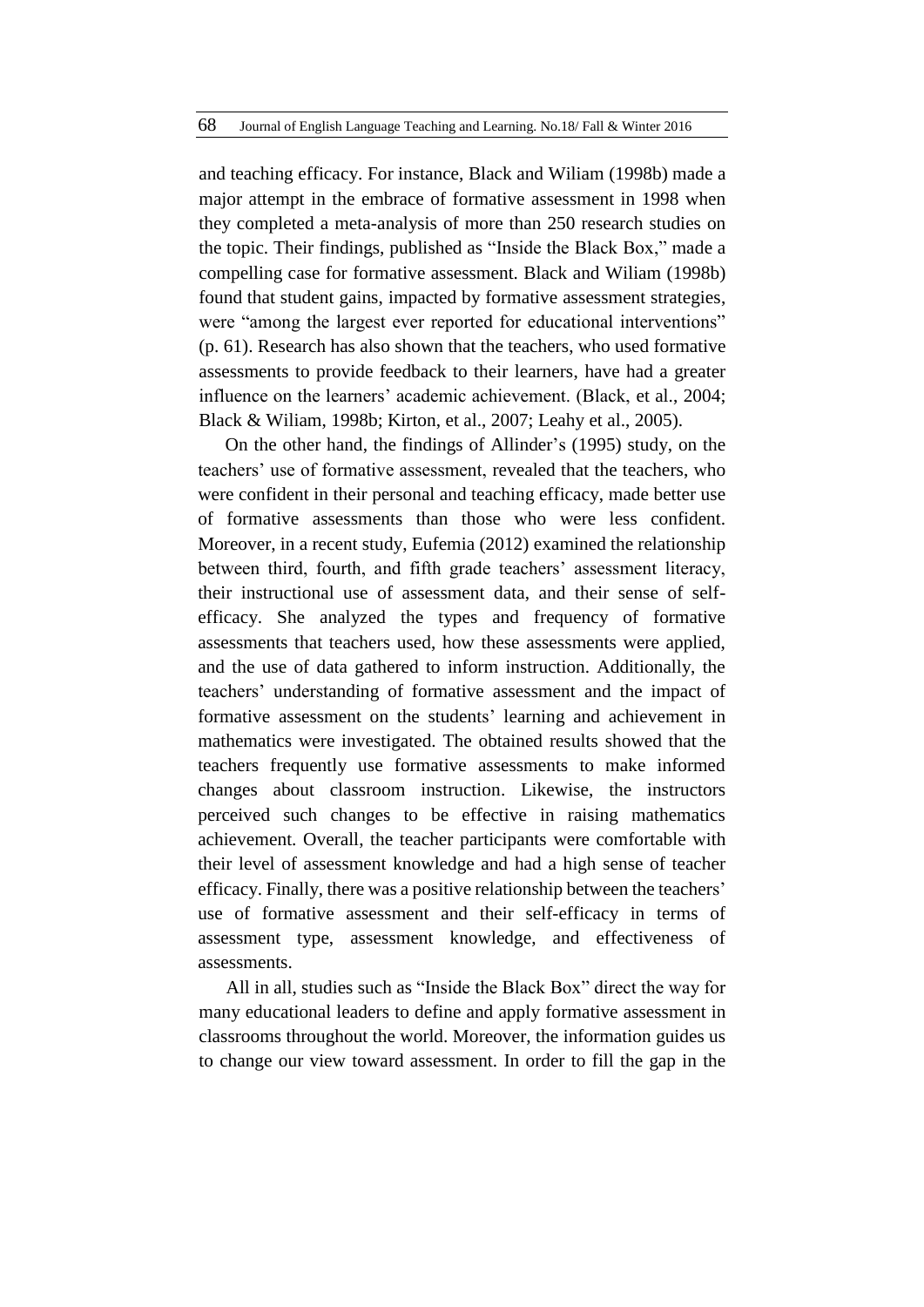and teaching efficacy. For instance, Black and Wiliam (1998b) made a major attempt in the embrace of formative assessment in 1998 when they completed a meta-analysis of more than 250 research studies on the topic. Their findings, published as "Inside the Black Box," made a compelling case for formative assessment. Black and Wiliam (1998b) found that student gains, impacted by formative assessment strategies, were "among the largest ever reported for educational interventions" (p. 61). Research has also shown that the teachers, who used formative assessments to provide feedback to their learners, have had a greater influence on the learners' academic achievement. (Black, et al., 2004; Black & Wiliam, 1998b; Kirton, et al., 2007; Leahy et al., 2005).

On the other hand, the findings of Allinder's (1995) study, on the teachers' use of formative assessment, revealed that the teachers, who were confident in their personal and teaching efficacy, made better use of formative assessments than those who were less confident. Moreover, in a recent study, Eufemia (2012) examined the relationship between third, fourth, and fifth grade teachers' assessment literacy, their instructional use of assessment data, and their sense of self-efficacy. She analyzed the types and frequency of formative assessments that teachers used, how these assessments were applied, and the use of data gathered to inform instruction. Additionally, the teachers' understanding of formative assessment and the impact of formative assessment on the students' learning and achievement in mathematics were investigated. The obtained results showed that the teachers frequently use formative assessments to make informed changes about classroom instruction. Likewise, the instructors perceived such changes to be effective in raising mathematics achievement. Overall, the teacher participants were comfortable with their level of assessment knowledge and had a high sense of teacher efficacy. Finally, there was a positive relationship between the teachers' use of formative assessment and their self-efficacy in terms of assessment type, assessment knowledge, and effectiveness of assessments.

All in all, studies such as "Inside the Black Box" direct the way for many educational leaders to define and apply formative assessment in classrooms throughout the world. Moreover, the information guides us to change our view toward assessment. In order to fill the gap in the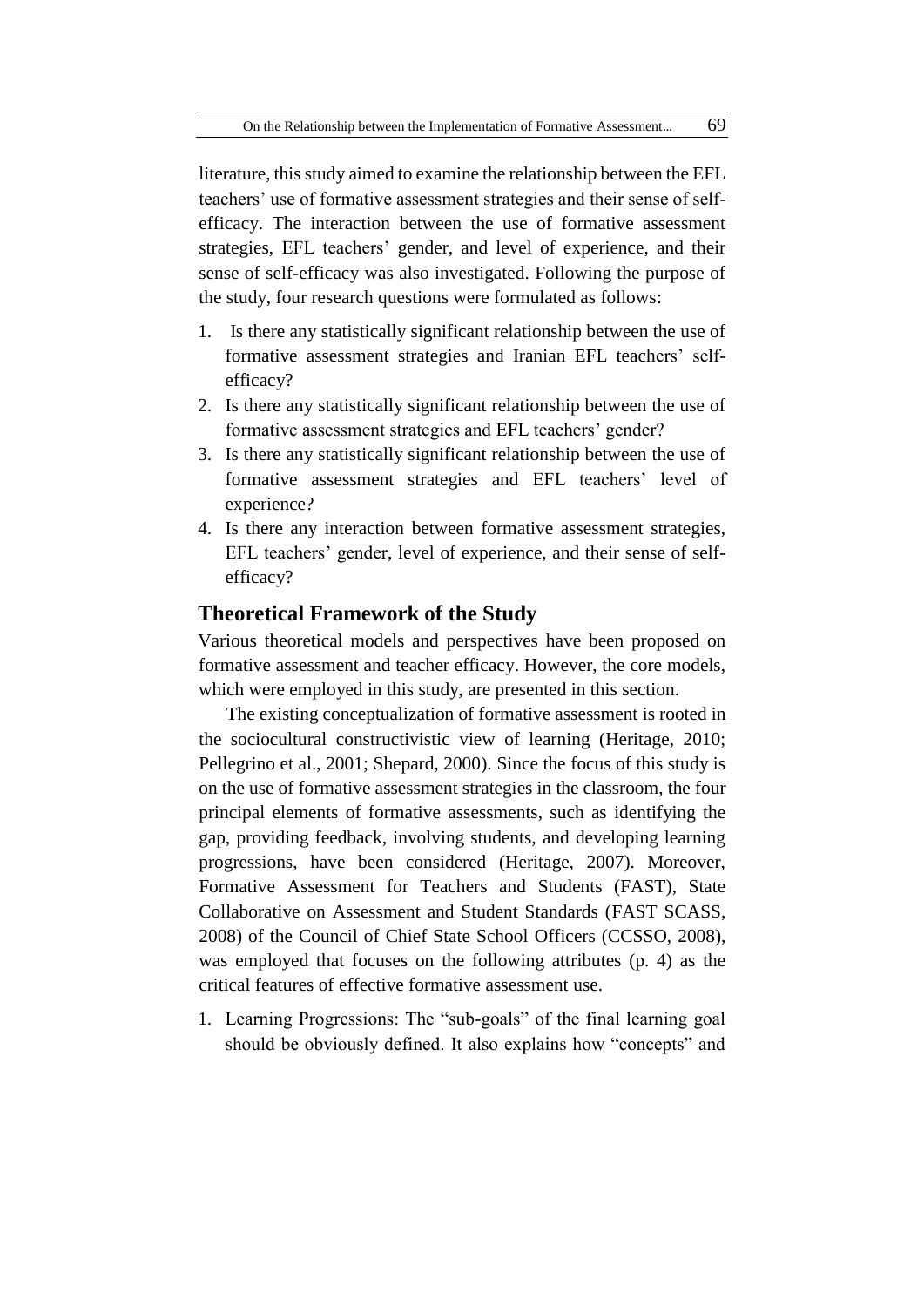literature, this study aimed to examine the relationship between the EFL teachers' use of formative assessment strategies and their sense of self-efficacy. The interaction between the use of formative assessment strategies, EFL teachers' gender, and level of experience, and their sense of self-efficacy was also investigated. Following the purpose of the study, four research questions were formulated as follows:

1. Is there any statistically significant relationship between the use of formative assessment strategies and Iranian EFL teachers' self-efficacy?
2. Is there any statistically significant relationship between the use of formative assessment strategies and EFL teachers' gender?
3. Is there any statistically significant relationship between the use of formative assessment strategies and EFL teachers' level of experience?
4. Is there any interaction between formative assessment strategies, EFL teachers' gender, level of experience, and their sense of self-efficacy?

## Theoretical Framework of the Study

Various theoretical models and perspectives have been proposed on formative assessment and teacher efficacy. However, the core models, which were employed in this study, are presented in this section.

The existing conceptualization of formative assessment is rooted in the sociocultural constructivistic view of learning (Heritage, 2010; Pellegrino et al., 2001; Shepard, 2000). Since the focus of this study is on the use of formative assessment strategies in the classroom, the four principal elements of formative assessments, such as identifying the gap, providing feedback, involving students, and developing learning progressions, have been considered (Heritage, 2007). Moreover, Formative Assessment for Teachers and Students (FAST), State Collaborative on Assessment and Student Standards (FAST SCASS, 2008) of the Council of Chief State School Officers (CCSSO, 2008), was employed that focuses on the following attributes (p. 4) as the critical features of effective formative assessment use.

1. Learning Progressions: The "sub-goals" of the final learning goal should be obviously defined. It also explains how "concepts" and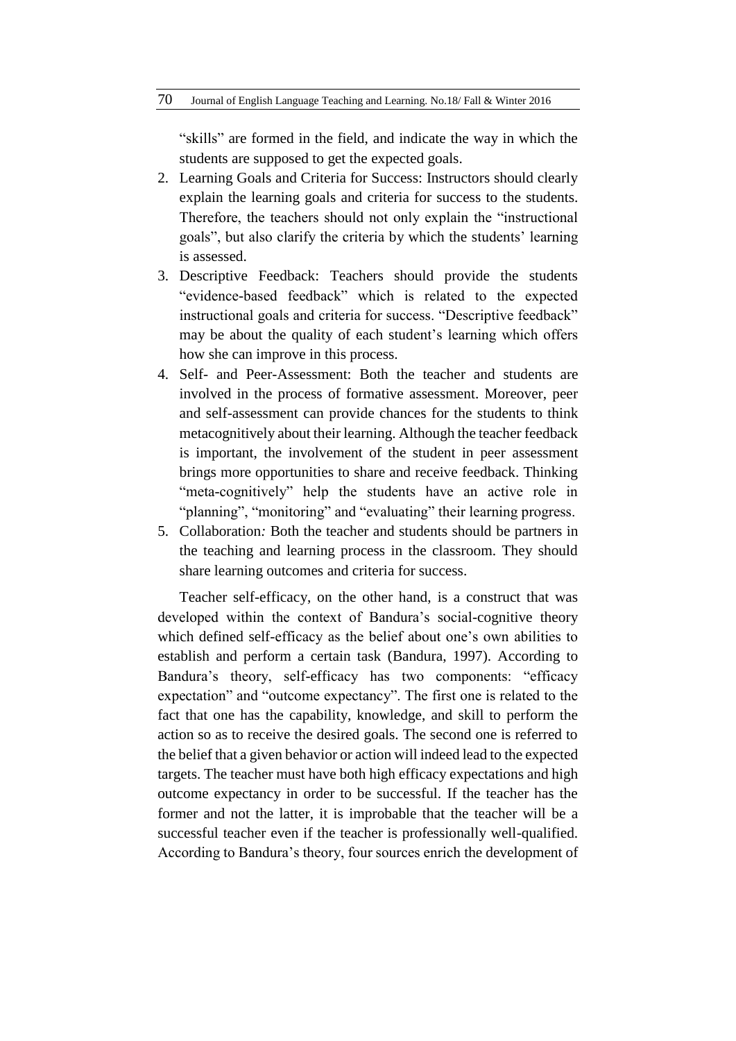"skills" are formed in the field, and indicate the way in which the students are supposed to get the expected goals.

2. Learning Goals and Criteria for Success: Instructors should clearly explain the learning goals and criteria for success to the students. Therefore, the teachers should not only explain the "instructional goals", but also clarify the criteria by which the students' learning is assessed.
3. Descriptive Feedback: Teachers should provide the students "evidence-based feedback" which is related to the expected instructional goals and criteria for success. "Descriptive feedback" may be about the quality of each student's learning which offers how she can improve in this process.
4. Self- and Peer-Assessment: Both the teacher and students are involved in the process of formative assessment. Moreover, peer and self-assessment can provide chances for the students to think metacognitively about their learning. Although the teacher feedback is important, the involvement of the student in peer assessment brings more opportunities to share and receive feedback. Thinking "meta-cognitively" help the students have an active role in "planning", "monitoring" and "evaluating" their learning progress.
5. Collaboration*:* Both the teacher and students should be partners in the teaching and learning process in the classroom. They should share learning outcomes and criteria for success.

Teacher self-efficacy, on the other hand, is a construct that was developed within the context of Bandura's social-cognitive theory which defined self-efficacy as the belief about one's own abilities to establish and perform a certain task (Bandura, 1997). According to Bandura's theory, self-efficacy has two components: "efficacy expectation" and "outcome expectancy". The first one is related to the fact that one has the capability, knowledge, and skill to perform the action so as to receive the desired goals. The second one is referred to the belief that a given behavior or action will indeed lead to the expected targets. The teacher must have both high efficacy expectations and high outcome expectancy in order to be successful. If the teacher has the former and not the latter, it is improbable that the teacher will be a successful teacher even if the teacher is professionally well-qualified. According to Bandura's theory, four sources enrich the development of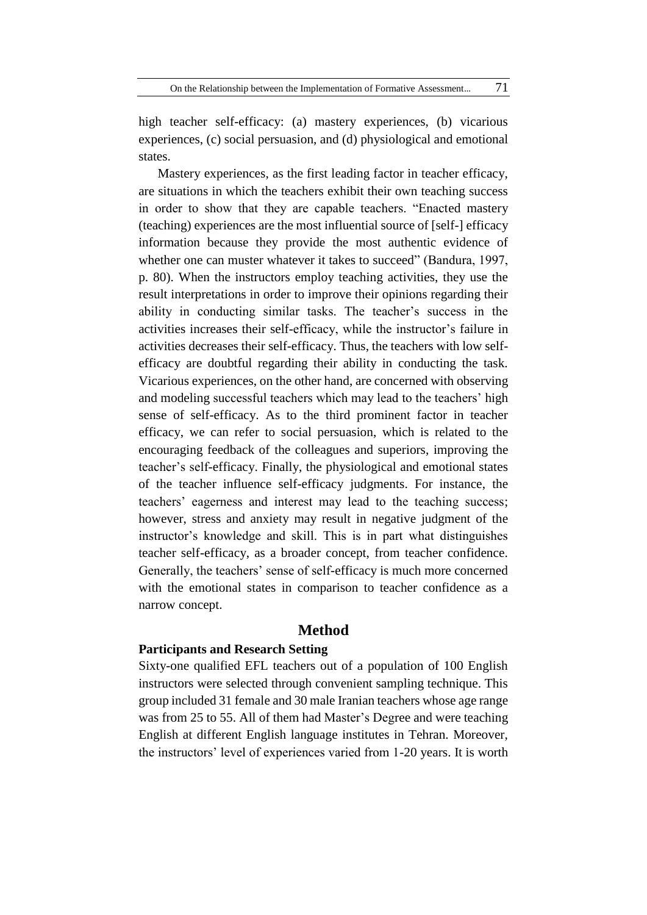high teacher self-efficacy: (a) mastery experiences, (b) vicarious experiences, (c) social persuasion, and (d) physiological and emotional states.

Mastery experiences, as the first leading factor in teacher efficacy, are situations in which the teachers exhibit their own teaching success in order to show that they are capable teachers. "Enacted mastery (teaching) experiences are the most influential source of [self-] efficacy information because they provide the most authentic evidence of whether one can muster whatever it takes to succeed" (Bandura, 1997, p. 80). When the instructors employ teaching activities, they use the result interpretations in order to improve their opinions regarding their ability in conducting similar tasks. The teacher's success in the activities increases their self-efficacy, while the instructor's failure in activities decreases their self-efficacy. Thus, the teachers with low self-efficacy are doubtful regarding their ability in conducting the task. Vicarious experiences, on the other hand, are concerned with observing and modeling successful teachers which may lead to the teachers' high sense of self-efficacy. As to the third prominent factor in teacher efficacy, we can refer to social persuasion, which is related to the encouraging feedback of the colleagues and superiors, improving the teacher's self-efficacy. Finally, the physiological and emotional states of the teacher influence self-efficacy judgments. For instance, the teachers' eagerness and interest may lead to the teaching success; however, stress and anxiety may result in negative judgment of the instructor's knowledge and skill. This is in part what distinguishes teacher self-efficacy, as a broader concept, from teacher confidence. Generally, the teachers' sense of self-efficacy is much more concerned with the emotional states in comparison to teacher confidence as a narrow concept.

## Method

### Participants and Research Setting

Sixty-one qualified EFL teachers out of a population of 100 English instructors were selected through convenient sampling technique. This group included 31 female and 30 male Iranian teachers whose age range was from 25 to 55. All of them had Master's Degree and were teaching English at different English language institutes in Tehran. Moreover, the instructors' level of experiences varied from 1-20 years. It is worth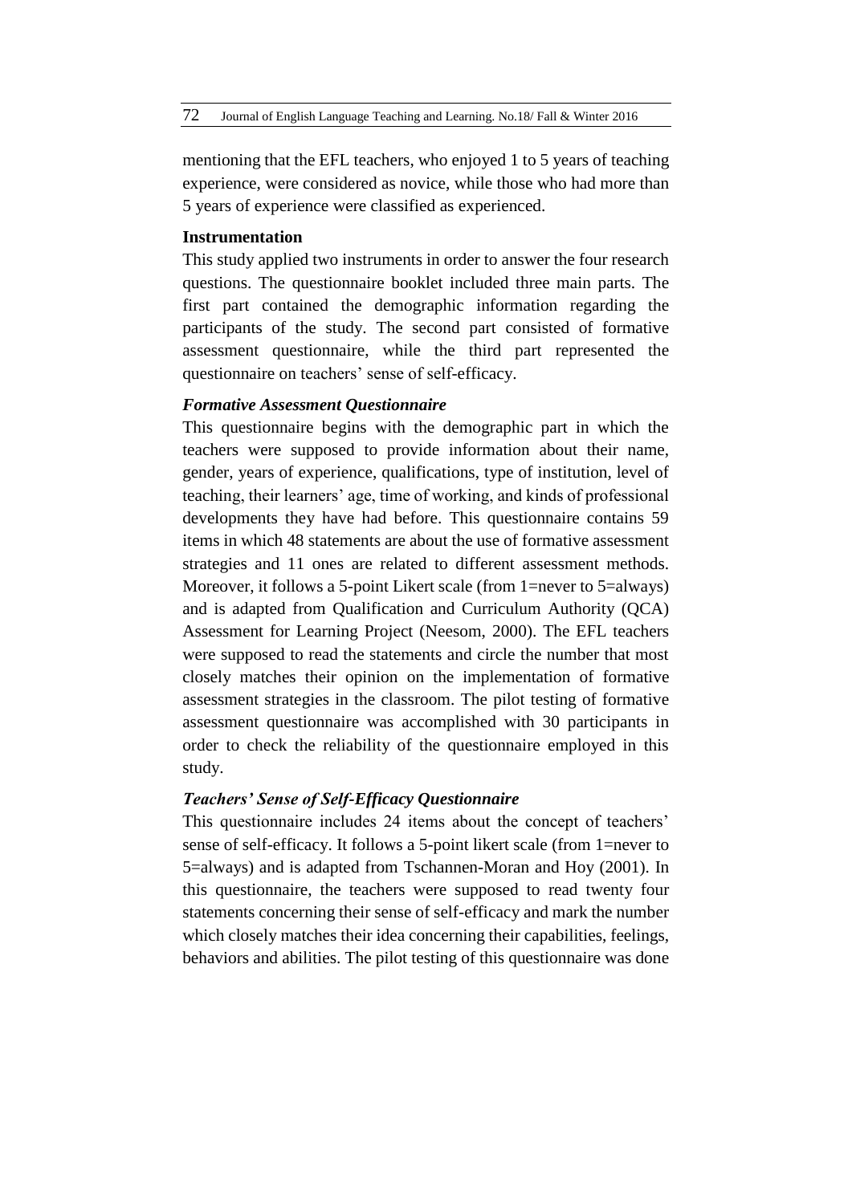mentioning that the EFL teachers, who enjoyed 1 to 5 years of teaching experience, were considered as novice, while those who had more than 5 years of experience were classified as experienced.

**Instrumentation**

This study applied two instruments in order to answer the four research questions. The questionnaire booklet included three main parts. The first part contained the demographic information regarding the participants of the study. The second part consisted of formative assessment questionnaire, while the third part represented the questionnaire on teachers' sense of self-efficacy.

***Formative Assessment Questionnaire***

This questionnaire begins with the demographic part in which the teachers were supposed to provide information about their name, gender, years of experience, qualifications, type of institution, level of teaching, their learners' age, time of working, and kinds of professional developments they have had before. This questionnaire contains 59 items in which 48 statements are about the use of formative assessment strategies and 11 ones are related to different assessment methods. Moreover, it follows a 5-point Likert scale (from 1=never to 5=always) and is adapted from Qualification and Curriculum Authority (QCA) Assessment for Learning Project (Neesom, 2000). The EFL teachers were supposed to read the statements and circle the number that most closely matches their opinion on the implementation of formative assessment strategies in the classroom. The pilot testing of formative assessment questionnaire was accomplished with 30 participants in order to check the reliability of the questionnaire employed in this study.

***Teachers' Sense of Self-Efficacy Questionnaire***

This questionnaire includes 24 items about the concept of teachers' sense of self-efficacy. It follows a 5-point likert scale (from 1=never to 5=always) and is adapted from Tschannen-Moran and Hoy (2001). In this questionnaire, the teachers were supposed to read twenty four statements concerning their sense of self-efficacy and mark the number which closely matches their idea concerning their capabilities, feelings, behaviors and abilities. The pilot testing of this questionnaire was done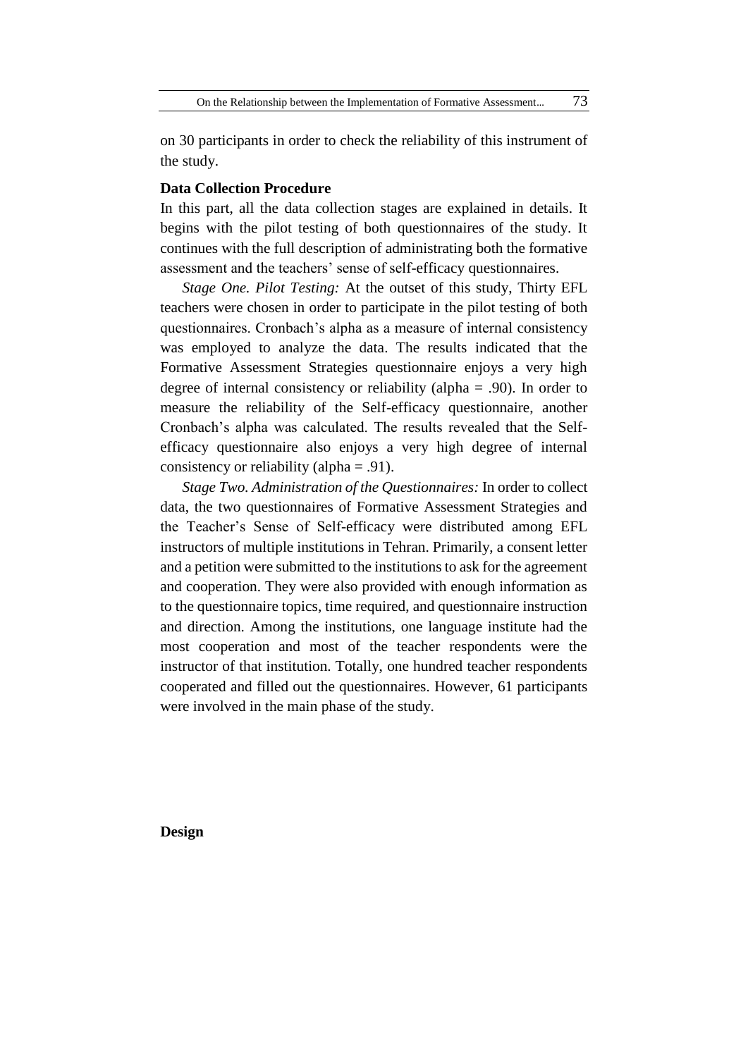on 30 participants in order to check the reliability of this instrument of the study.

### Data Collection Procedure

In this part, all the data collection stages are explained in details. It begins with the pilot testing of both questionnaires of the study. It continues with the full description of administrating both the formative assessment and the teachers' sense of self-efficacy questionnaires.

*Stage One. Pilot Testing:* At the outset of this study, Thirty EFL teachers were chosen in order to participate in the pilot testing of both questionnaires. Cronbach's alpha as a measure of internal consistency was employed to analyze the data. The results indicated that the Formative Assessment Strategies questionnaire enjoys a very high degree of internal consistency or reliability (alpha = .90). In order to measure the reliability of the Self-efficacy questionnaire, another Cronbach's alpha was calculated. The results revealed that the Self-efficacy questionnaire also enjoys a very high degree of internal consistency or reliability (alpha = .91).

*Stage Two. Administration of the Questionnaires:* In order to collect data, the two questionnaires of Formative Assessment Strategies and the Teacher's Sense of Self-efficacy were distributed among EFL instructors of multiple institutions in Tehran. Primarily, a consent letter and a petition were submitted to the institutions to ask for the agreement and cooperation. They were also provided with enough information as to the questionnaire topics, time required, and questionnaire instruction and direction. Among the institutions, one language institute had the most cooperation and most of the teacher respondents were the instructor of that institution. Totally, one hundred teacher respondents cooperated and filled out the questionnaires. However, 61 participants were involved in the main phase of the study.

### Design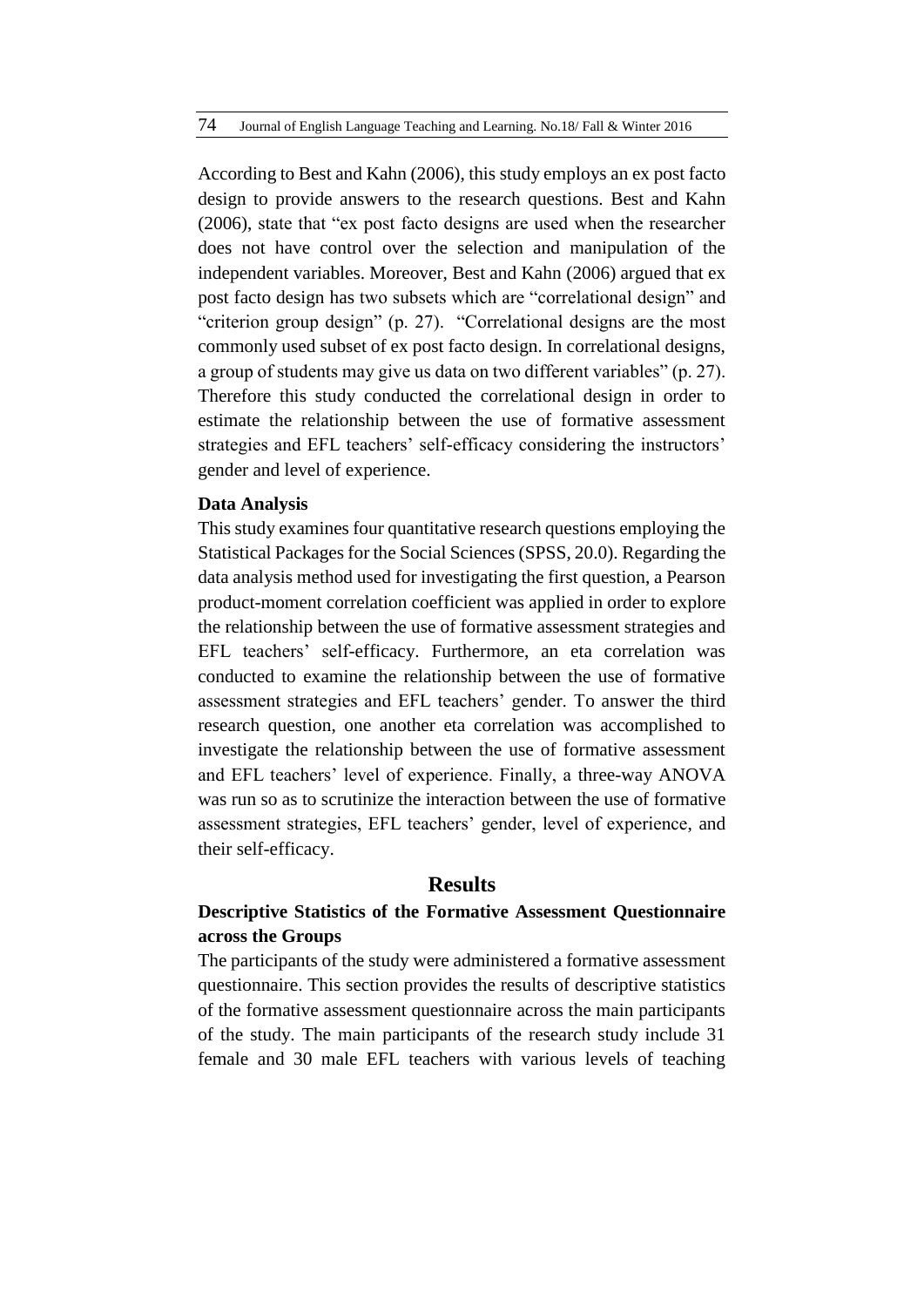According to Best and Kahn (2006), this study employs an ex post facto design to provide answers to the research questions. Best and Kahn (2006), state that "ex post facto designs are used when the researcher does not have control over the selection and manipulation of the independent variables. Moreover, Best and Kahn (2006) argued that ex post facto design has two subsets which are "correlational design" and "criterion group design" (p. 27). "Correlational designs are the most commonly used subset of ex post facto design. In correlational designs, a group of students may give us data on two different variables" (p. 27). Therefore this study conducted the correlational design in order to estimate the relationship between the use of formative assessment strategies and EFL teachers' self-efficacy considering the instructors' gender and level of experience.

### Data Analysis

This study examines four quantitative research questions employing the Statistical Packages for the Social Sciences (SPSS, 20.0). Regarding the data analysis method used for investigating the first question, a Pearson product-moment correlation coefficient was applied in order to explore the relationship between the use of formative assessment strategies and EFL teachers' self-efficacy. Furthermore, an eta correlation was conducted to examine the relationship between the use of formative assessment strategies and EFL teachers' gender. To answer the third research question, one another eta correlation was accomplished to investigate the relationship between the use of formative assessment and EFL teachers' level of experience. Finally, a three-way ANOVA was run so as to scrutinize the interaction between the use of formative assessment strategies, EFL teachers' gender, level of experience, and their self-efficacy.

## Results

### Descriptive Statistics of the Formative Assessment Questionnaire across the Groups

The participants of the study were administered a formative assessment questionnaire. This section provides the results of descriptive statistics of the formative assessment questionnaire across the main participants of the study. The main participants of the research study include 31 female and 30 male EFL teachers with various levels of teaching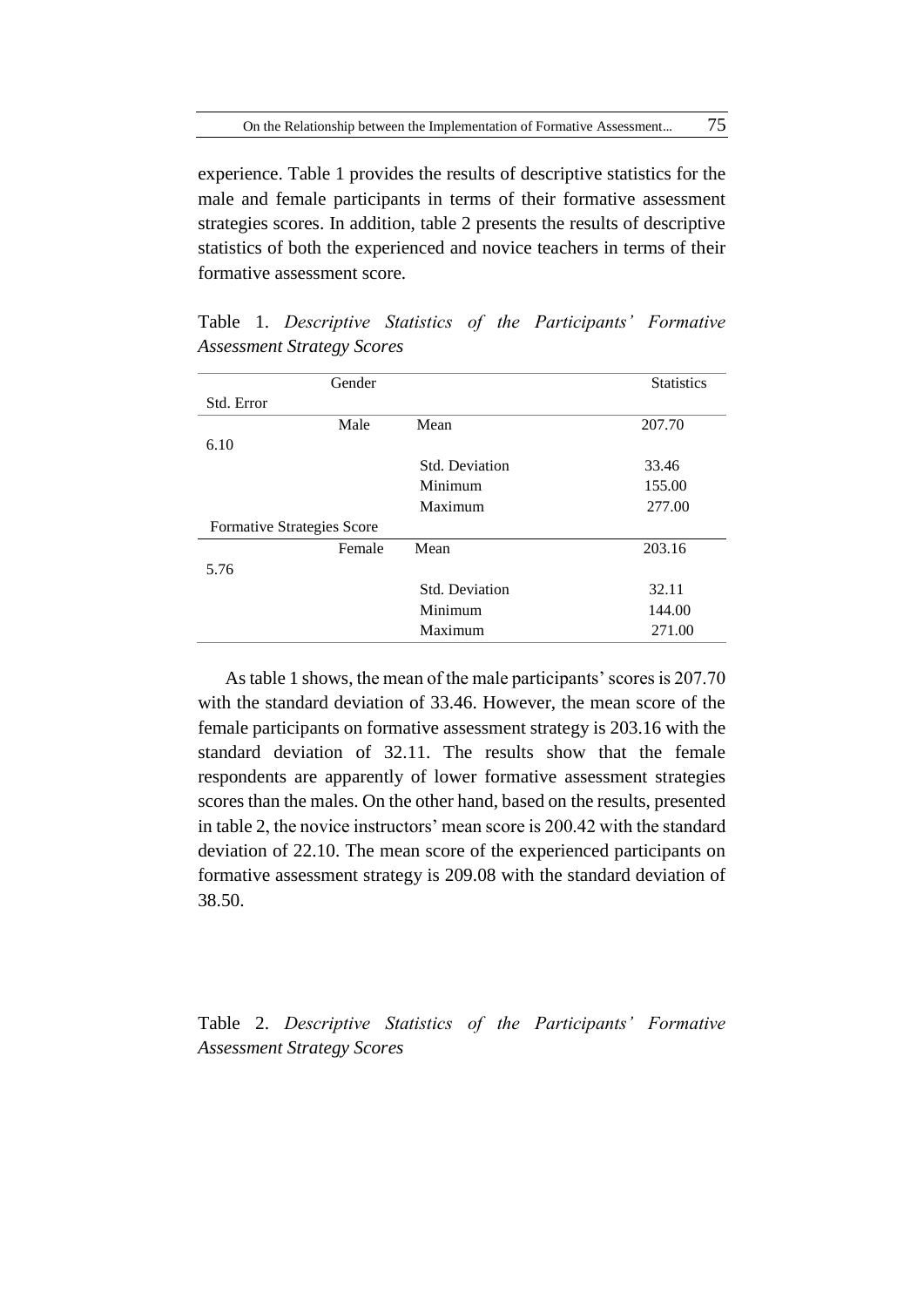experience. Table 1 provides the results of descriptive statistics for the male and female participants in terms of their formative assessment strategies scores. In addition, table 2 presents the results of descriptive statistics of both the experienced and novice teachers in terms of their formative assessment score.

Table 1. *Descriptive Statistics of the Participants' Formative Assessment Strategy Scores*

| Gender | | | Statistics | Std. Error |
|---|---|---|---|---|
| Formative Strategies Score | Male | Mean | 207.70 | 6.10 |
| | | Std. Deviation | 33.46 | |
| | | Minimum | 155.00 | |
| | | Maximum | 277.00 | |
| | Female | Mean | 203.16 | 5.76 |
| | | Std. Deviation | 32.11 | |
| | | Minimum | 144.00 | |
| | | Maximum | 271.00 | |

As table 1 shows, the mean of the male participants' scores is 207.70 with the standard deviation of 33.46. However, the mean score of the female participants on formative assessment strategy is 203.16 with the standard deviation of 32.11. The results show that the female respondents are apparently of lower formative assessment strategies scores than the males. On the other hand, based on the results, presented in table 2, the novice instructors' mean score is 200.42 with the standard deviation of 22.10. The mean score of the experienced participants on formative assessment strategy is 209.08 with the standard deviation of 38.50.

Table 2. *Descriptive Statistics of the Participants' Formative Assessment Strategy Scores*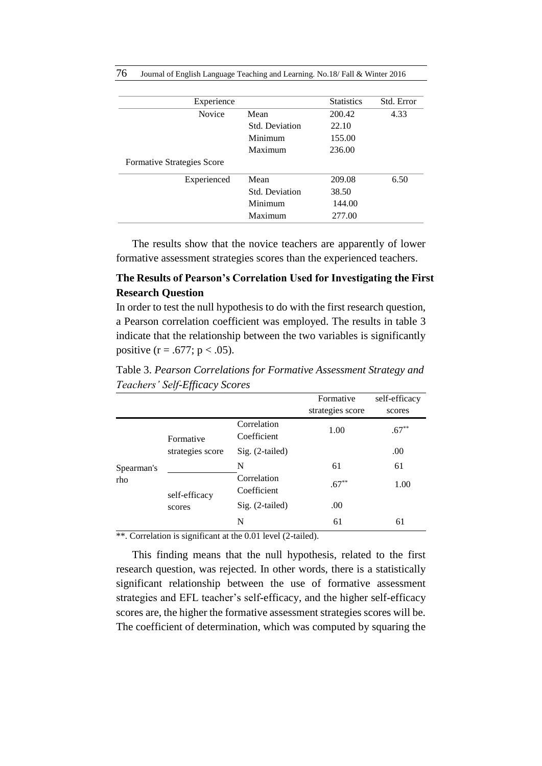| Experience | | | Statistics | Std. Error |
|---|---|---|---|---|
| Formative Strategies Score | Novice | Mean | 200.42 | 4.33 |
| | | Std. Deviation | 22.10 | |
| | | Minimum | 155.00 | |
| | | Maximum | 236.00 | |
| | Experienced | Mean | 209.08 | 6.50 |
| | | Std. Deviation | 38.50 | |
| | | Minimum | 144.00 | |
| | | Maximum | 277.00 | |

The results show that the novice teachers are apparently of lower formative assessment strategies scores than the experienced teachers.

### The Results of Pearson's Correlation Used for Investigating the First Research Question

In order to test the null hypothesis to do with the first research question, a Pearson correlation coefficient was employed. The results in table 3 indicate that the relationship between the two variables is significantly positive ($r = .677$; $p < .05$).

Table 3. *Pearson Correlations for Formative Assessment Strategy and Teachers' Self-Efficacy Scores*

| | | | Formative strategies score | self-efficacy scores |
|---|---|---|---|---|
| Spearman's rho | Formative strategies score | Correlation Coefficient | 1.00 | .67** |
| | | Sig. (2-tailed) | | .00 |
| | | N | 61 | 61 |
| | self-efficacy scores | Correlation Coefficient | .67** | 1.00 |
| | | Sig. (2-tailed) | .00 | |
| | | N | 61 | 61 |

**. Correlation is significant at the 0.01 level (2-tailed).

This finding means that the null hypothesis, related to the first research question, was rejected. In other words, there is a statistically significant relationship between the use of formative assessment strategies and EFL teacher's self-efficacy, and the higher self-efficacy scores are, the higher the formative assessment strategies scores will be. The coefficient of determination, which was computed by squaring the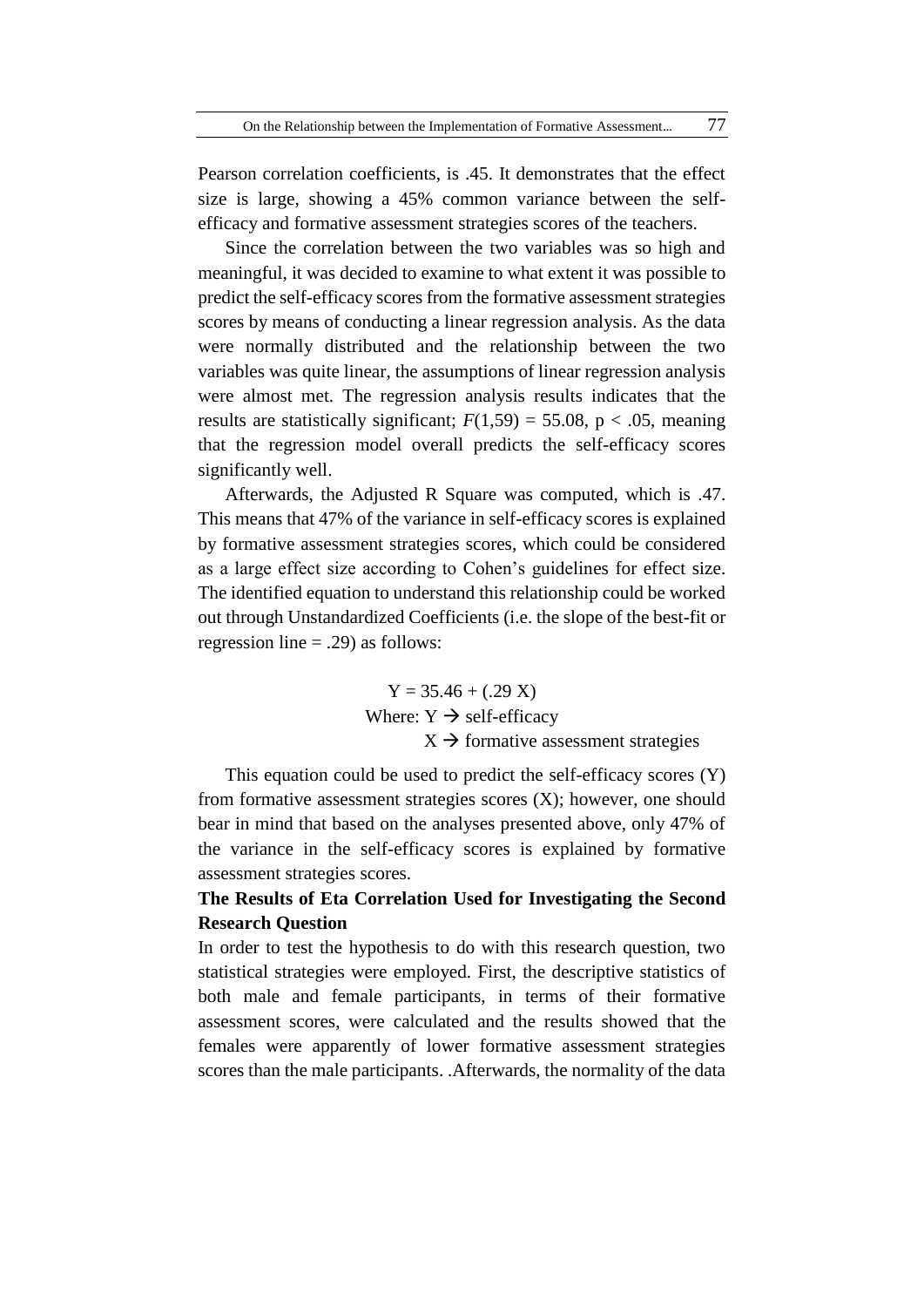Pearson correlation coefficients, is .45. It demonstrates that the effect size is large, showing a 45% common variance between the self-efficacy and formative assessment strategies scores of the teachers.

Since the correlation between the two variables was so high and meaningful, it was decided to examine to what extent it was possible to predict the self-efficacy scores from the formative assessment strategies scores by means of conducting a linear regression analysis. As the data were normally distributed and the relationship between the two variables was quite linear, the assumptions of linear regression analysis were almost met. The regression analysis results indicates that the results are statistically significant; $F(1,59) = 55.08$, $p < .05$, meaning that the regression model overall predicts the self-efficacy scores significantly well.

Afterwards, the Adjusted R Square was computed, which is .47. This means that 47% of the variance in self-efficacy scores is explained by formative assessment strategies scores, which could be considered as a large effect size according to Cohen's guidelines for effect size. The identified equation to understand this relationship could be worked out through Unstandardized Coefficients (i.e. the slope of the best-fit or regression line = .29) as follows:

$$Y = 35.46 + (.29\,X)$$

Where: $Y \rightarrow$ self-efficacy

$X \rightarrow$ formative assessment strategies

This equation could be used to predict the self-efficacy scores (Y) from formative assessment strategies scores (X); however, one should bear in mind that based on the analyses presented above, only 47% of the variance in the self-efficacy scores is explained by formative assessment strategies scores.

**The Results of Eta Correlation Used for Investigating the Second Research Question**

In order to test the hypothesis to do with this research question, two statistical strategies were employed. First, the descriptive statistics of both male and female participants, in terms of their formative assessment scores, were calculated and the results showed that the females were apparently of lower formative assessment strategies scores than the male participants. .Afterwards, the normality of the data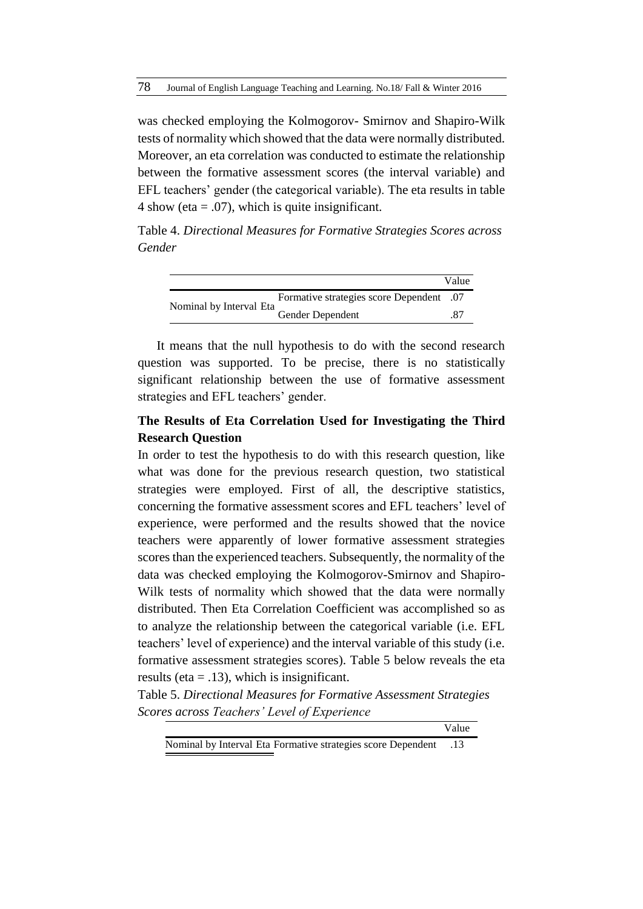was checked employing the Kolmogorov- Smirnov and Shapiro-Wilk tests of normality which showed that the data were normally distributed. Moreover, an eta correlation was conducted to estimate the relationship between the formative assessment scores (the interval variable) and EFL teachers' gender (the categorical variable). The eta results in table 4 show (eta = .07), which is quite insignificant.

Table 4. *Directional Measures for Formative Strategies Scores across Gender*

| | | Value |
|---|---|---|
| Nominal by Interval Eta | Formative strategies score Dependent | .07 |
| | Gender Dependent | .87 |

It means that the null hypothesis to do with the second research question was supported. To be precise, there is no statistically significant relationship between the use of formative assessment strategies and EFL teachers' gender.

### The Results of Eta Correlation Used for Investigating the Third Research Question

In order to test the hypothesis to do with this research question, like what was done for the previous research question, two statistical strategies were employed. First of all, the descriptive statistics, concerning the formative assessment scores and EFL teachers' level of experience, were performed and the results showed that the novice teachers were apparently of lower formative assessment strategies scores than the experienced teachers. Subsequently, the normality of the data was checked employing the Kolmogorov-Smirnov and Shapiro-Wilk tests of normality which showed that the data were normally distributed. Then Eta Correlation Coefficient was accomplished so as to analyze the relationship between the categorical variable (i.e. EFL teachers' level of experience) and the interval variable of this study (i.e. formative assessment strategies scores). Table 5 below reveals the eta results (eta = .13), which is insignificant.

Table 5. *Directional Measures for Formative Assessment Strategies Scores across Teachers' Level of Experience*

| | | Value |
|---|---|---|
| Nominal by Interval Eta | Formative strategies score Dependent | .13 |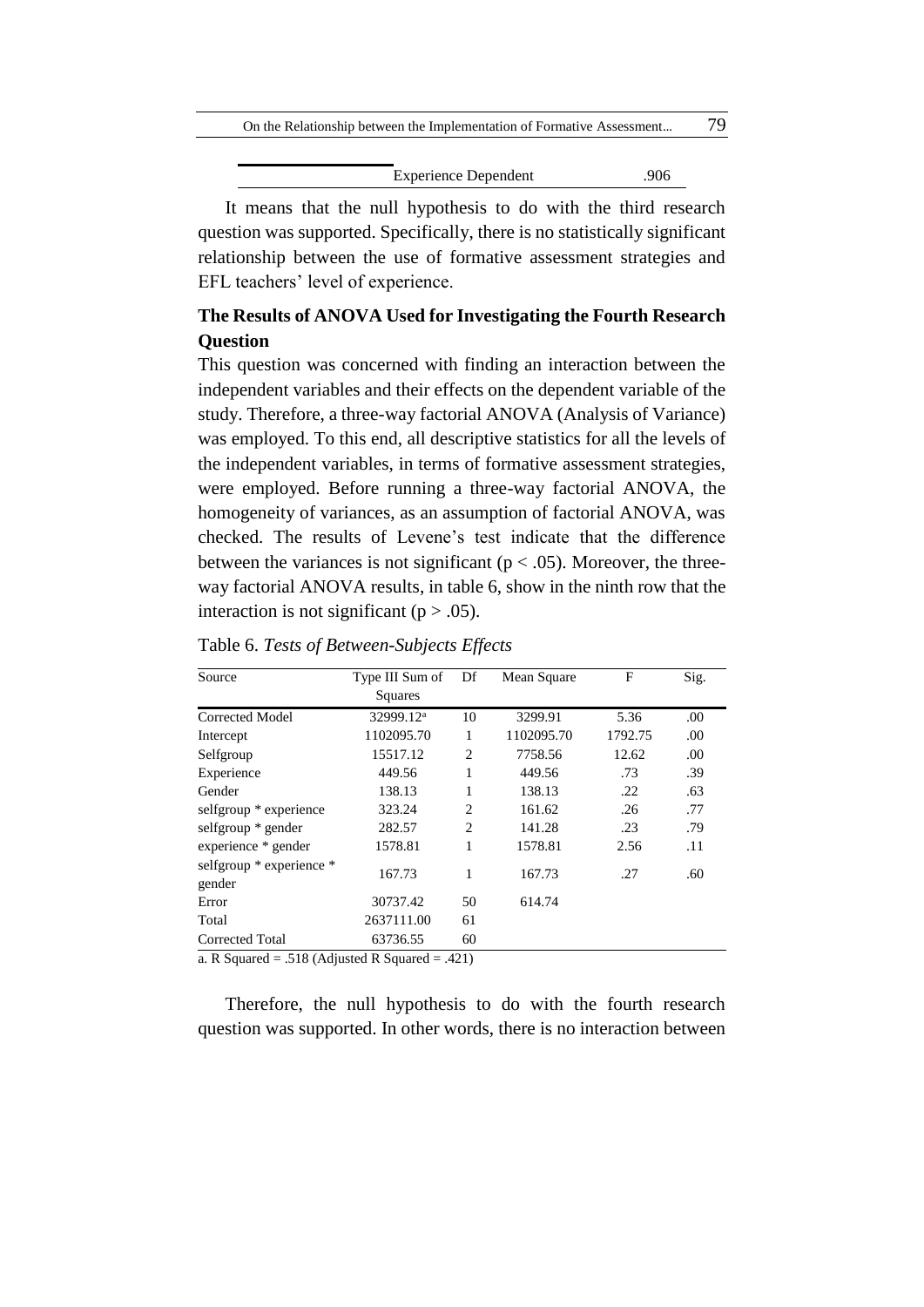| | Experience Dependent | .906 |
|---|---|---|

It means that the null hypothesis to do with the third research question was supported. Specifically, there is no statistically significant relationship between the use of formative assessment strategies and EFL teachers' level of experience.

## The Results of ANOVA Used for Investigating the Fourth Research Question

This question was concerned with finding an interaction between the independent variables and their effects on the dependent variable of the study. Therefore, a three-way factorial ANOVA (Analysis of Variance) was employed. To this end, all descriptive statistics for all the levels of the independent variables, in terms of formative assessment strategies, were employed. Before running a three-way factorial ANOVA, the homogeneity of variances, as an assumption of factorial ANOVA, was checked. The results of Levene's test indicate that the difference between the variances is not significant ($p < .05$). Moreover, the three-way factorial ANOVA results, in table 6, show in the ninth row that the interaction is not significant ($p > .05$).

Table 6. *Tests of Between-Subjects Effects*

| Source | Type III Sum of Squares | Df | Mean Square | F | Sig. |
|---|---|---|---|---|---|
| Corrected Model | 32999.12[a] | 10 | 3299.91 | 5.36 | .00 |
| Intercept | 1102095.70 | 1 | 1102095.70 | 1792.75 | .00 |
| Selfgroup | 15517.12 | 2 | 7758.56 | 12.62 | .00 |
| Experience | 449.56 | 1 | 449.56 | .73 | .39 |
| Gender | 138.13 | 1 | 138.13 | .22 | .63 |
| selfgroup * experience | 323.24 | 2 | 161.62 | .26 | .77 |
| selfgroup * gender | 282.57 | 2 | 141.28 | .23 | .79 |
| experience * gender | 1578.81 | 1 | 1578.81 | 2.56 | .11 |
| selfgroup * experience * gender | 167.73 | 1 | 167.73 | .27 | .60 |
| Error | 30737.42 | 50 | 614.74 | | |
| Total | 2637111.00 | 61 | | | |
| Corrected Total | 63736.55 | 60 | | | |

a. R Squared = .518 (Adjusted R Squared = .421)

Therefore, the null hypothesis to do with the fourth research question was supported. In other words, there is no interaction between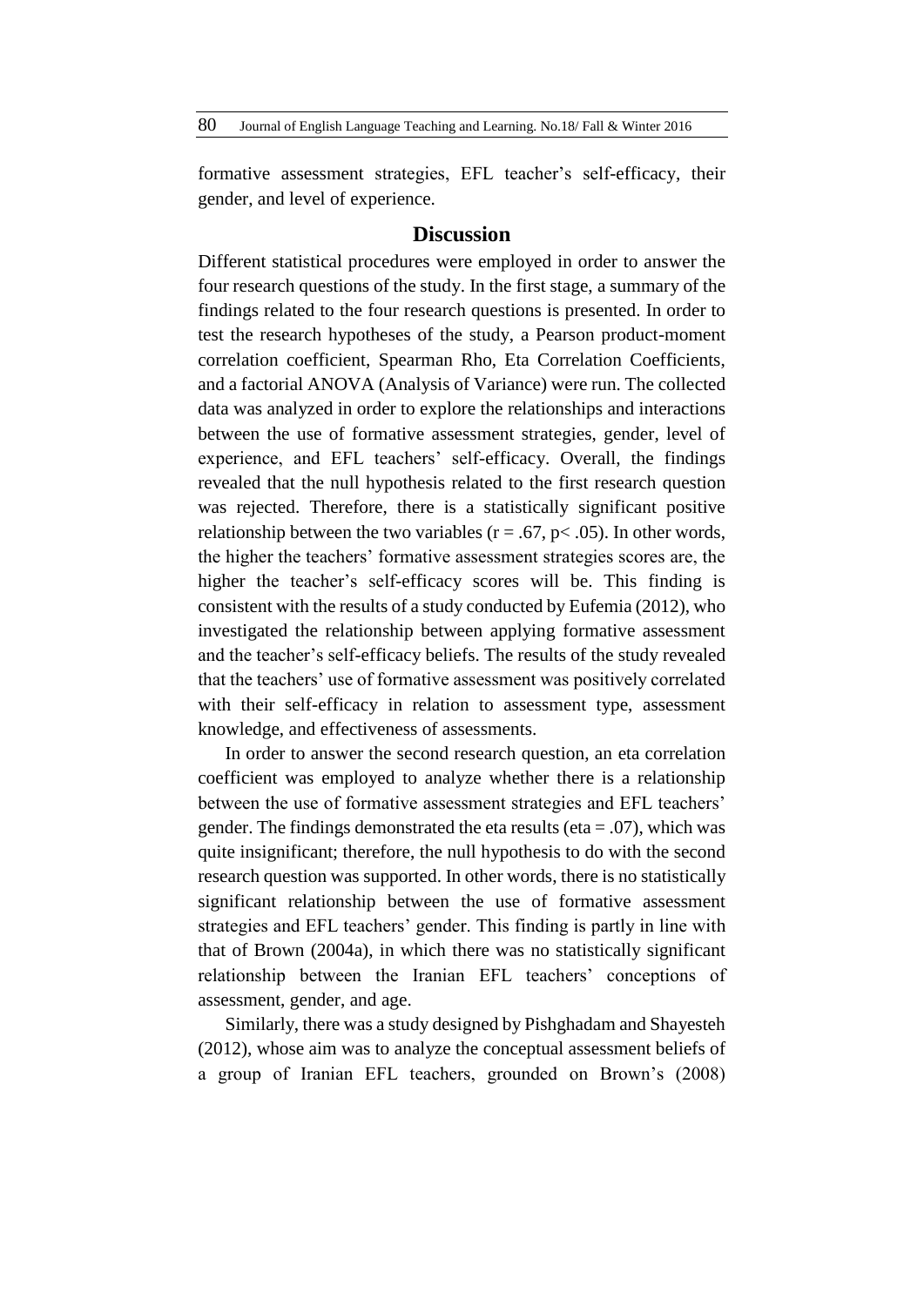formative assessment strategies, EFL teacher's self-efficacy, their gender, and level of experience.

## Discussion

Different statistical procedures were employed in order to answer the four research questions of the study. In the first stage, a summary of the findings related to the four research questions is presented. In order to test the research hypotheses of the study, a Pearson product-moment correlation coefficient, Spearman Rho, Eta Correlation Coefficients, and a factorial ANOVA (Analysis of Variance) were run. The collected data was analyzed in order to explore the relationships and interactions between the use of formative assessment strategies, gender, level of experience, and EFL teachers' self-efficacy. Overall, the findings revealed that the null hypothesis related to the first research question was rejected. Therefore, there is a statistically significant positive relationship between the two variables ($r = .67$, $p < .05$). In other words, the higher the teachers' formative assessment strategies scores are, the higher the teacher's self-efficacy scores will be. This finding is consistent with the results of a study conducted by Eufemia (2012), who investigated the relationship between applying formative assessment and the teacher's self-efficacy beliefs. The results of the study revealed that the teachers' use of formative assessment was positively correlated with their self-efficacy in relation to assessment type, assessment knowledge, and effectiveness of assessments.

In order to answer the second research question, an eta correlation coefficient was employed to analyze whether there is a relationship between the use of formative assessment strategies and EFL teachers' gender. The findings demonstrated the eta results ($eta = .07$), which was quite insignificant; therefore, the null hypothesis to do with the second research question was supported. In other words, there is no statistically significant relationship between the use of formative assessment strategies and EFL teachers' gender. This finding is partly in line with that of Brown (2004a), in which there was no statistically significant relationship between the Iranian EFL teachers' conceptions of assessment, gender, and age.

Similarly, there was a study designed by Pishghadam and Shayesteh (2012), whose aim was to analyze the conceptual assessment beliefs of a group of Iranian EFL teachers, grounded on Brown's (2008)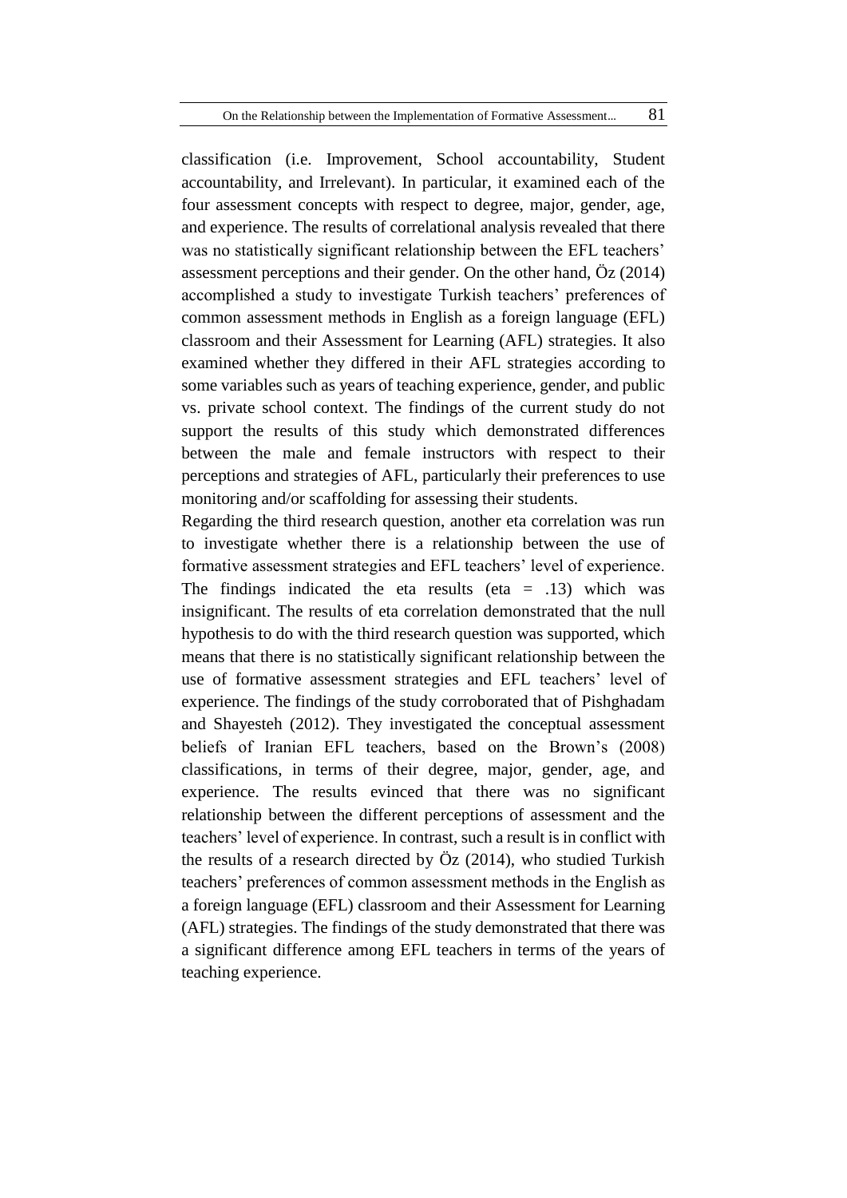classification (i.e. Improvement, School accountability, Student accountability, and Irrelevant). In particular, it examined each of the four assessment concepts with respect to degree, major, gender, age, and experience. The results of correlational analysis revealed that there was no statistically significant relationship between the EFL teachers' assessment perceptions and their gender. On the other hand, Öz (2014) accomplished a study to investigate Turkish teachers' preferences of common assessment methods in English as a foreign language (EFL) classroom and their Assessment for Learning (AFL) strategies. It also examined whether they differed in their AFL strategies according to some variables such as years of teaching experience, gender, and public vs. private school context. The findings of the current study do not support the results of this study which demonstrated differences between the male and female instructors with respect to their perceptions and strategies of AFL, particularly their preferences to use monitoring and/or scaffolding for assessing their students.

Regarding the third research question, another eta correlation was run to investigate whether there is a relationship between the use of formative assessment strategies and EFL teachers' level of experience. The findings indicated the eta results (eta = .13) which was insignificant. The results of eta correlation demonstrated that the null hypothesis to do with the third research question was supported, which means that there is no statistically significant relationship between the use of formative assessment strategies and EFL teachers' level of experience. The findings of the study corroborated that of Pishghadam and Shayesteh (2012). They investigated the conceptual assessment beliefs of Iranian EFL teachers, based on the Brown's (2008) classifications, in terms of their degree, major, gender, age, and experience. The results evinced that there was no significant relationship between the different perceptions of assessment and the teachers' level of experience. In contrast, such a result is in conflict with the results of a research directed by Öz (2014), who studied Turkish teachers' preferences of common assessment methods in the English as a foreign language (EFL) classroom and their Assessment for Learning (AFL) strategies. The findings of the study demonstrated that there was a significant difference among EFL teachers in terms of the years of teaching experience.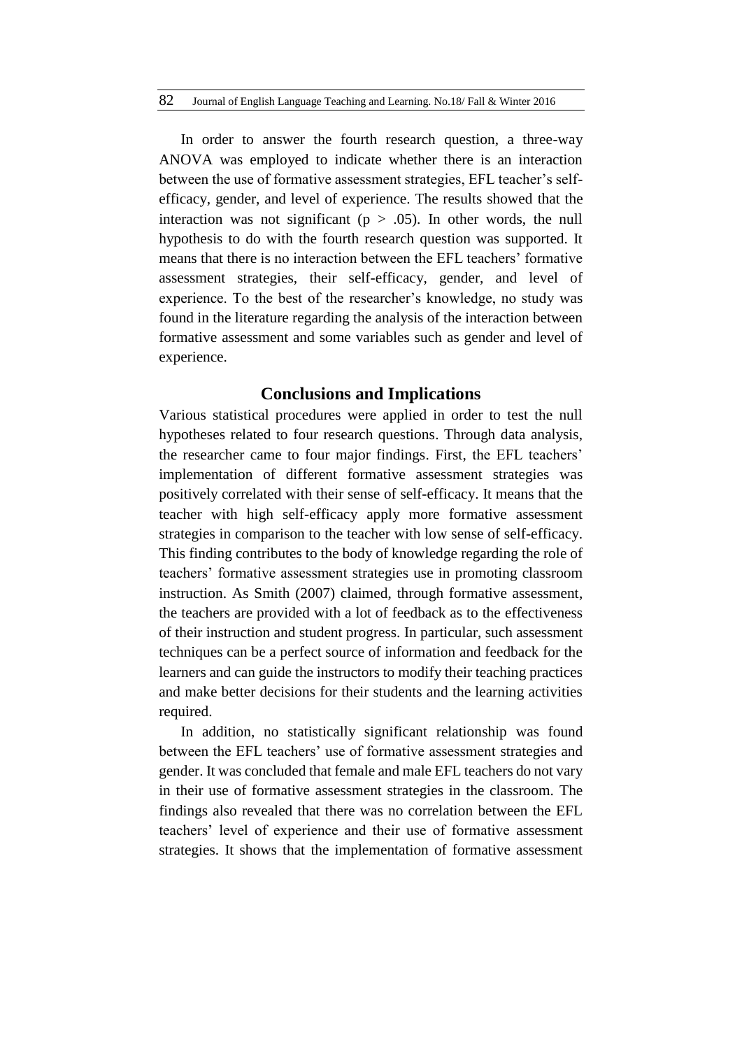In order to answer the fourth research question, a three-way ANOVA was employed to indicate whether there is an interaction between the use of formative assessment strategies, EFL teacher's self-efficacy, gender, and level of experience. The results showed that the interaction was not significant ($p > .05$). In other words, the null hypothesis to do with the fourth research question was supported. It means that there is no interaction between the EFL teachers' formative assessment strategies, their self-efficacy, gender, and level of experience. To the best of the researcher's knowledge, no study was found in the literature regarding the analysis of the interaction between formative assessment and some variables such as gender and level of experience.

## Conclusions and Implications

Various statistical procedures were applied in order to test the null hypotheses related to four research questions. Through data analysis, the researcher came to four major findings. First, the EFL teachers' implementation of different formative assessment strategies was positively correlated with their sense of self-efficacy. It means that the teacher with high self-efficacy apply more formative assessment strategies in comparison to the teacher with low sense of self-efficacy. This finding contributes to the body of knowledge regarding the role of teachers' formative assessment strategies use in promoting classroom instruction. As Smith (2007) claimed, through formative assessment, the teachers are provided with a lot of feedback as to the effectiveness of their instruction and student progress. In particular, such assessment techniques can be a perfect source of information and feedback for the learners and can guide the instructors to modify their teaching practices and make better decisions for their students and the learning activities required.

In addition, no statistically significant relationship was found between the EFL teachers' use of formative assessment strategies and gender. It was concluded that female and male EFL teachers do not vary in their use of formative assessment strategies in the classroom. The findings also revealed that there was no correlation between the EFL teachers' level of experience and their use of formative assessment strategies. It shows that the implementation of formative assessment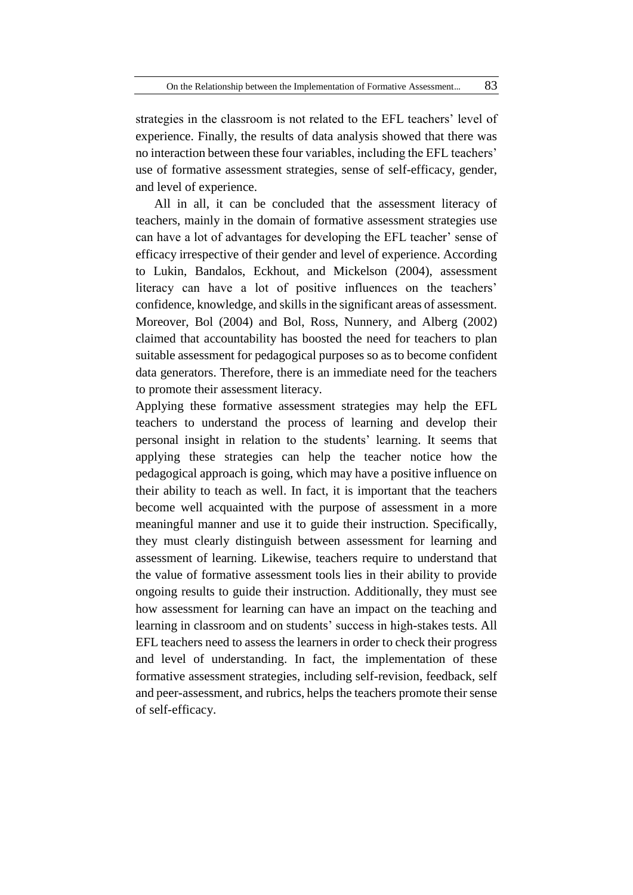strategies in the classroom is not related to the EFL teachers' level of experience. Finally, the results of data analysis showed that there was no interaction between these four variables, including the EFL teachers' use of formative assessment strategies, sense of self-efficacy, gender, and level of experience.

All in all, it can be concluded that the assessment literacy of teachers, mainly in the domain of formative assessment strategies use can have a lot of advantages for developing the EFL teacher' sense of efficacy irrespective of their gender and level of experience. According to Lukin, Bandalos, Eckhout, and Mickelson (2004), assessment literacy can have a lot of positive influences on the teachers' confidence, knowledge, and skills in the significant areas of assessment. Moreover, Bol (2004) and Bol, Ross, Nunnery, and Alberg (2002) claimed that accountability has boosted the need for teachers to plan suitable assessment for pedagogical purposes so as to become confident data generators. Therefore, there is an immediate need for the teachers to promote their assessment literacy.

Applying these formative assessment strategies may help the EFL teachers to understand the process of learning and develop their personal insight in relation to the students' learning. It seems that applying these strategies can help the teacher notice how the pedagogical approach is going, which may have a positive influence on their ability to teach as well. In fact, it is important that the teachers become well acquainted with the purpose of assessment in a more meaningful manner and use it to guide their instruction. Specifically, they must clearly distinguish between assessment for learning and assessment of learning. Likewise, teachers require to understand that the value of formative assessment tools lies in their ability to provide ongoing results to guide their instruction. Additionally, they must see how assessment for learning can have an impact on the teaching and learning in classroom and on students' success in high-stakes tests. All EFL teachers need to assess the learners in order to check their progress and level of understanding. In fact, the implementation of these formative assessment strategies, including self-revision, feedback, self and peer-assessment, and rubrics, helps the teachers promote their sense of self-efficacy.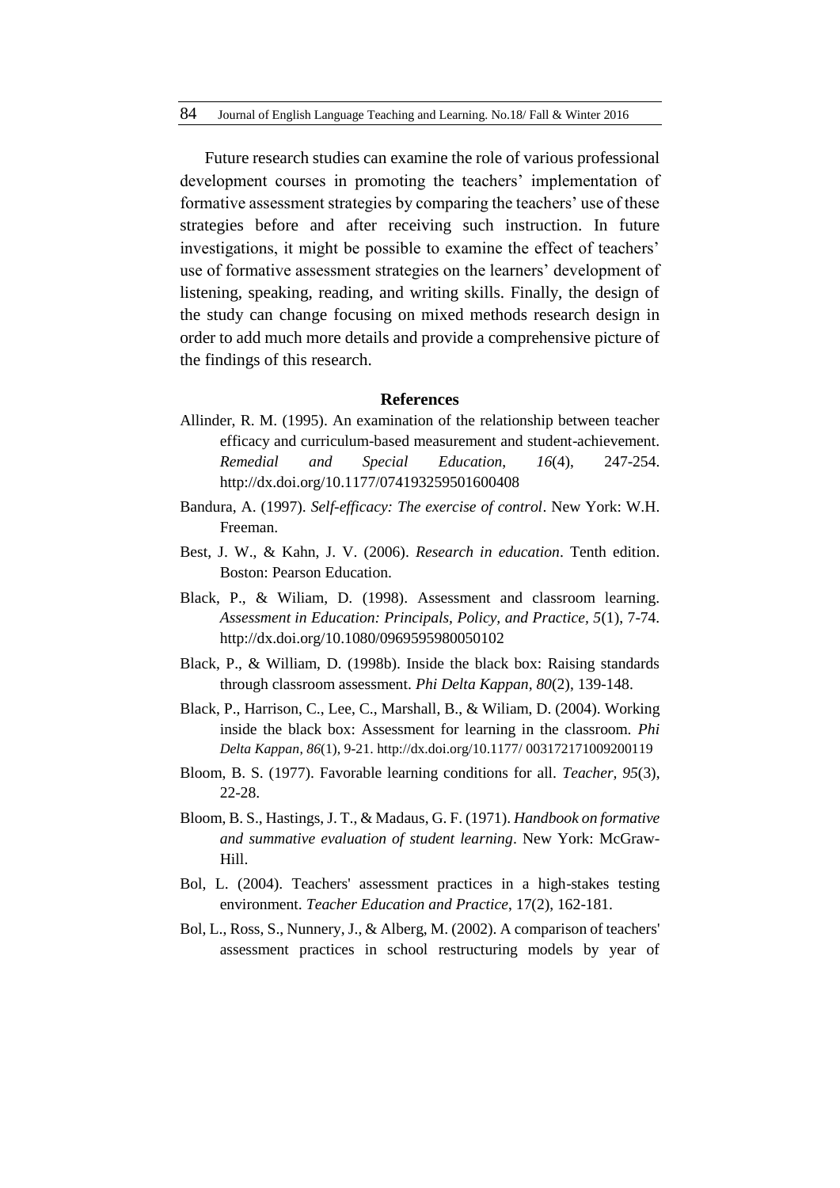Future research studies can examine the role of various professional development courses in promoting the teachers' implementation of formative assessment strategies by comparing the teachers' use of these strategies before and after receiving such instruction. In future investigations, it might be possible to examine the effect of teachers' use of formative assessment strategies on the learners' development of listening, speaking, reading, and writing skills. Finally, the design of the study can change focusing on mixed methods research design in order to add much more details and provide a comprehensive picture of the findings of this research.

## References

Allinder, R. M. (1995). An examination of the relationship between teacher efficacy and curriculum-based measurement and student-achievement. *Remedial and Special Education*, *16*(4), 247-254. http://dx.doi.org/10.1177/074193259501600408

Bandura, A. (1997). *Self-efficacy: The exercise of control*. New York: W.H. Freeman.

Best, J. W., & Kahn, J. V. (2006). *Research in education*. Tenth edition. Boston: Pearson Education.

Black, P., & Wiliam, D. (1998). Assessment and classroom learning. *Assessment in Education: Principals, Policy, and Practice, 5*(1), 7-74. http://dx.doi.org/10.1080/0969595980050102

Black, P., & William, D. (1998b). Inside the black box: Raising standards through classroom assessment. *Phi Delta Kappan*, *80*(2), 139-148.

Black, P., Harrison, C., Lee, C., Marshall, B., & Wiliam, D. (2004). Working inside the black box: Assessment for learning in the classroom. *Phi Delta Kappan*, *86*(1), 9-21. http://dx.doi.org/10.1177/ 003172171009200119

Bloom, B. S. (1977). Favorable learning conditions for all. *Teacher, 95*(3), 22-28.

Bloom, B. S., Hastings, J. T., & Madaus, G. F. (1971). *Handbook on formative and summative evaluation of student learning*. New York: McGraw-Hill.

Bol, L. (2004). Teachers' assessment practices in a high-stakes testing environment. *Teacher Education and Practice*, 17(2), 162-181.

Bol, L., Ross, S., Nunnery, J., & Alberg, M. (2002). A comparison of teachers' assessment practices in school restructuring models by year of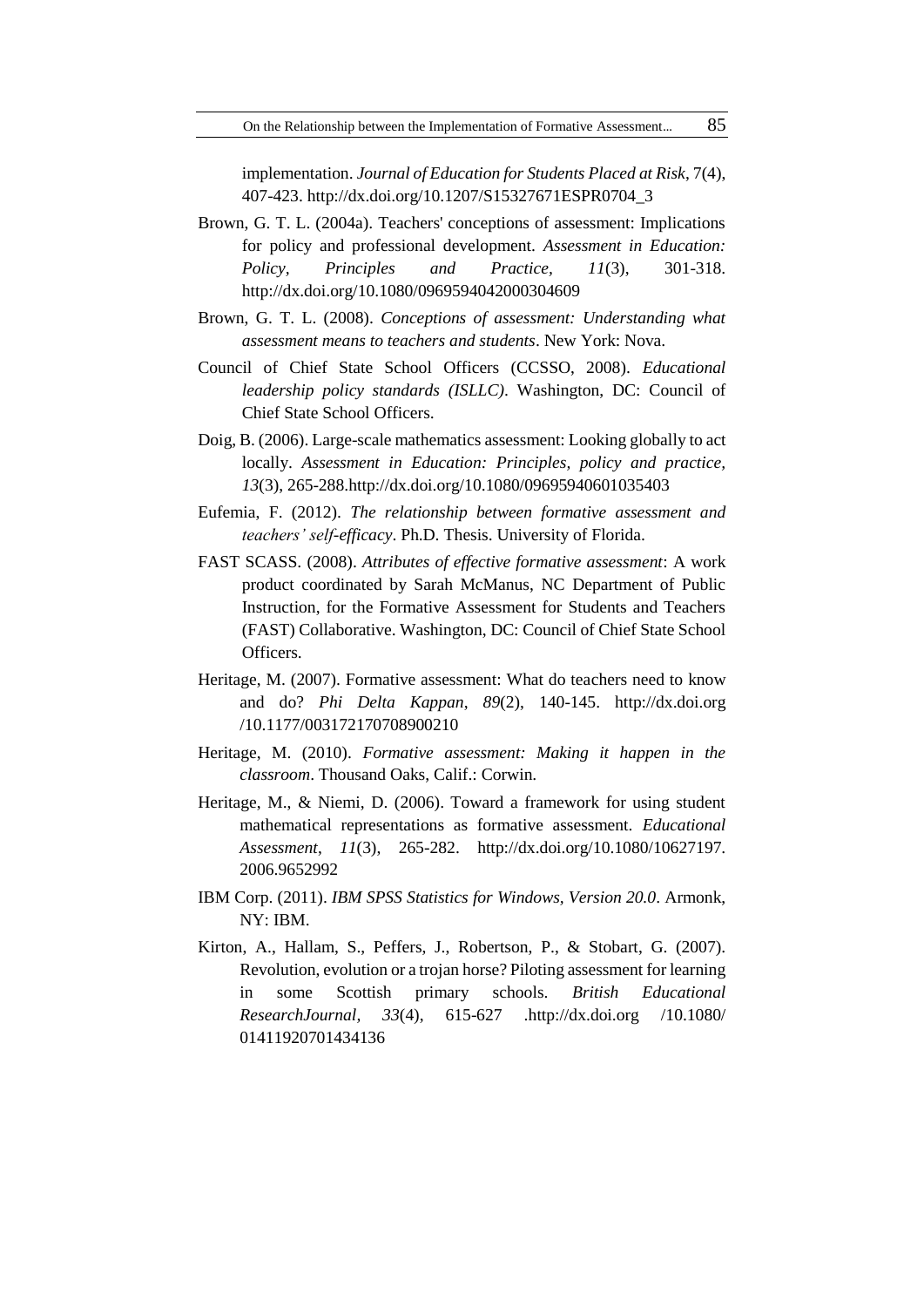implementation. *Journal of Education for Students Placed at Risk*, 7(4), 407-423. http://dx.doi.org/10.1207/S15327671ESPR0704_3

Brown, G. T. L. (2004a). Teachers' conceptions of assessment: Implications for policy and professional development. *Assessment in Education: Policy, Principles and Practice, 11*(3), 301-318. http://dx.doi.org/10.1080/0969594042000304609

Brown, G. T. L. (2008). *Conceptions of assessment: Understanding what assessment means to teachers and students*. New York: Nova.

Council of Chief State School Officers (CCSSO, 2008). *Educational leadership policy standards (ISLLC)*. Washington, DC: Council of Chief State School Officers.

Doig, B. (2006). Large-scale mathematics assessment: Looking globally to act locally. *Assessment in Education: Principles, policy and practice, 13*(3), 265-288.http://dx.doi.org/10.1080/09695940601035403

Eufemia, F. (2012). *The relationship between formative assessment and teachers' self-efficacy*. Ph.D. Thesis. University of Florida.

FAST SCASS. (2008). *Attributes of effective formative assessment*: A work product coordinated by Sarah McManus, NC Department of Public Instruction, for the Formative Assessment for Students and Teachers (FAST) Collaborative. Washington, DC: Council of Chief State School Officers.

Heritage, M. (2007). Formative assessment: What do teachers need to know and do? *Phi Delta Kappan, 89*(2), 140-145. http://dx.doi.org /10.1177/003172170708900210

Heritage, M. (2010). *Formative assessment: Making it happen in the classroom*. Thousand Oaks, Calif.: Corwin.

Heritage, M., & Niemi, D. (2006). Toward a framework for using student mathematical representations as formative assessment. *Educational Assessment, 11*(3), 265-282. http://dx.doi.org/10.1080/10627197.2006.9652992

IBM Corp. (2011). *IBM SPSS Statistics for Windows, Version 20.0*. Armonk, NY: IBM.

Kirton, A., Hallam, S., Peffers, J., Robertson, P., & Stobart, G. (2007). Revolution, evolution or a trojan horse? Piloting assessment for learning in some Scottish primary schools. *British Educational ResearchJournal, 33*(4), 615-627 .http://dx.doi.org /10.1080/ 01411920701434136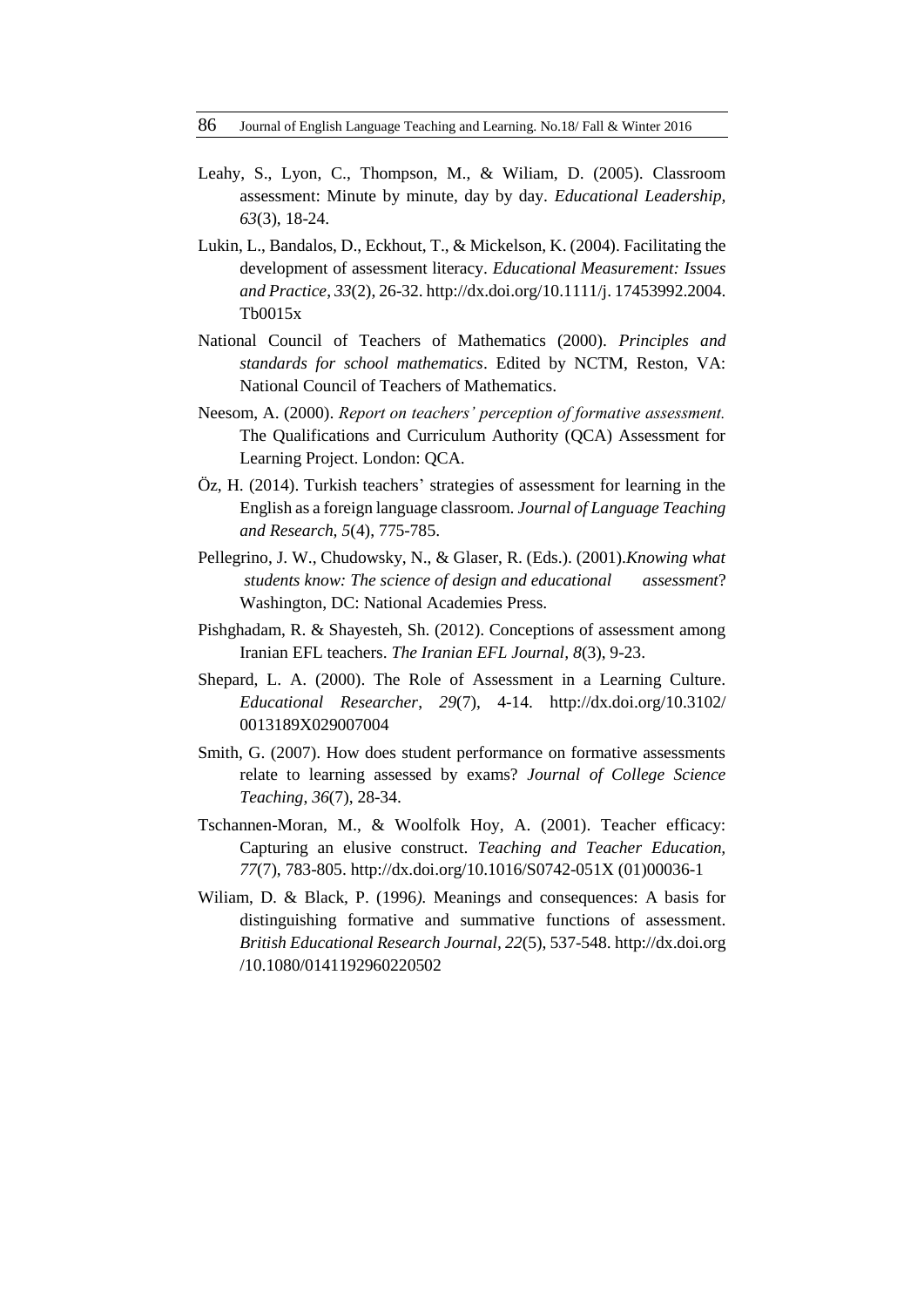Leahy, S., Lyon, C., Thompson, M., & Wiliam, D. (2005). Classroom assessment: Minute by minute, day by day. *Educational Leadership, 63*(3), 18-24.

Lukin, L., Bandalos, D., Eckhout, T., & Mickelson, K. (2004). Facilitating the development of assessment literacy. *Educational Measurement: Issues and Practice, 33*(2), 26-32. http://dx.doi.org/10.1111/j. 17453992.2004. Tb0015x

National Council of Teachers of Mathematics (2000). *Principles and standards for school mathematics*. Edited by NCTM, Reston, VA: National Council of Teachers of Mathematics.

Neesom, A. (2000). *Report on teachers' perception of formative assessment.* The Qualifications and Curriculum Authority (QCA) Assessment for Learning Project. London: QCA.

Öz, H. (2014). Turkish teachers' strategies of assessment for learning in the English as a foreign language classroom. *Journal of Language Teaching and Research, 5*(4), 775-785.

Pellegrino, J. W., Chudowsky, N., & Glaser, R. (Eds.). (2001).*Knowing what students know: The science of design and educational assessment*? Washington, DC: National Academies Press.

Pishghadam, R. & Shayesteh, Sh. (2012). Conceptions of assessment among Iranian EFL teachers. *The Iranian EFL Journal, 8*(3), 9-23.

Shepard, L. A. (2000). The Role of Assessment in a Learning Culture. *Educational Researcher*, *29*(7), 4-14. http://dx.doi.org/10.3102/ 0013189X029007004

Smith, G. (2007). How does student performance on formative assessments relate to learning assessed by exams? *Journal of College Science Teaching, 36*(7), 28-34.

Tschannen-Moran, M., & Woolfolk Hoy, A. (2001). Teacher efficacy: Capturing an elusive construct. *Teaching and Teacher Education, 77*(7), 783-805. http://dx.doi.org/10.1016/S0742-051X (01)00036-1

Wiliam, D. & Black, P. (1996). Meanings and consequences: A basis for distinguishing formative and summative functions of assessment. *British Educational Research Journal, 22*(5), 537-548. http://dx.doi.org /10.1080/0141192960220502